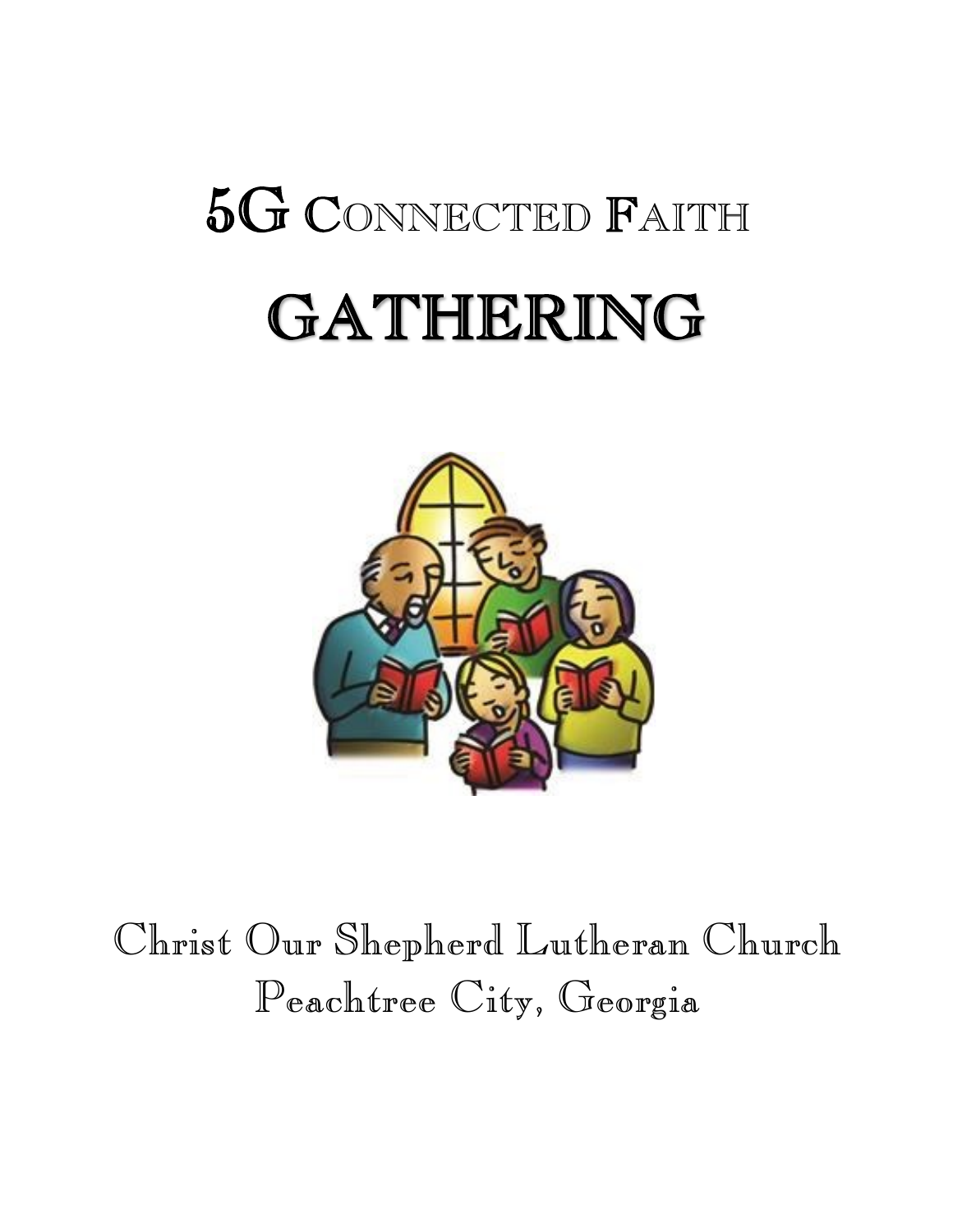# 5G Connected Faith

# GATHERING

Christ Our Shepherd Lutheran Church
Peachtree City, Georgia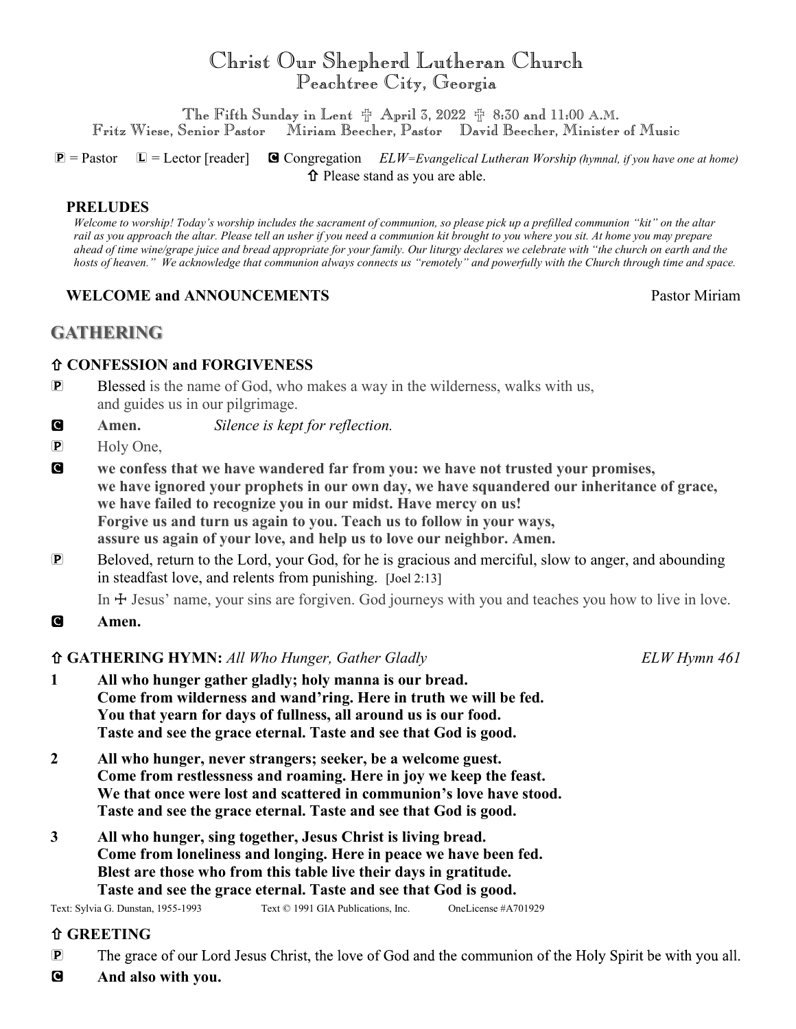# Christ Our Shepherd Lutheran Church
## Peachtree City, Georgia

The Fifth Sunday in Lent ☩ April 3, 2022 ☩ 8:30 and 11:00 A.M.
Fritz Wiese, Senior Pastor   Miriam Beecher, Pastor   David Beecher, Minister of Music

**P** = Pastor   **L** = Lector [reader]   **C** Congregation   *ELW=Evangelical Lutheran Worship (hymnal, if you have one at home)*
⇧ Please stand as you are able.

### PRELUDES

*Welcome to worship! Today's worship includes the sacrament of communion, so please pick up a prefilled communion "kit" on the altar rail as you approach the altar. Please tell an usher if you need a communion kit brought to you where you sit. At home you may prepare ahead of time wine/grape juice and bread appropriate for your family. Our liturgy declares we celebrate with "the church on earth and the hosts of heaven." We acknowledge that communion always connects us "remotely" and powerfully with the Church through time and space.*

### WELCOME and ANNOUNCEMENTS — Pastor Miriam

## GATHERING

### ⇧ CONFESSION and FORGIVENESS

**P** Blessed is the name of God, who makes a way in the wilderness, walks with us, and guides us in our pilgrimage.

**C** **Amen.** *Silence is kept for reflection.*

**P** Holy One,

**C** **we confess that we have wandered far from you: we have not trusted your promises, we have ignored your prophets in our own day, we have squandered our inheritance of grace, we have failed to recognize you in our midst. Have mercy on us! Forgive us and turn us again to you. Teach us to follow in your ways, assure us again of your love, and help us to love our neighbor. Amen.**

**P** Beloved, return to the Lord, your God, for he is gracious and merciful, slow to anger, and abounding in steadfast love, and relents from punishing. [Joel 2:13]

In ☩ Jesus' name, your sins are forgiven. God journeys with you and teaches you how to live in love.

**C** **Amen.**

### ⇧ GATHERING HYMN: *All Who Hunger, Gather Gladly* — *ELW Hymn 461*

**1 All who hunger gather gladly; holy manna is our bread.
Come from wilderness and wand'ring. Here in truth we will be fed.
You that yearn for days of fullness, all around us is our food.
Taste and see the grace eternal. Taste and see that God is good.**

**2 All who hunger, never strangers; seeker, be a welcome guest.
Come from restlessness and roaming. Here in joy we keep the feast.
We that once were lost and scattered in communion's love have stood.
Taste and see the grace eternal. Taste and see that God is good.**

**3 All who hunger, sing together, Jesus Christ is living bread.
Come from loneliness and longing. Here in peace we have been fed.
Blest are those who from this table live their days in gratitude.
Taste and see the grace eternal. Taste and see that God is good.**

Text: Sylvia G. Dunstan, 1955-1993   Text © 1991 GIA Publications, Inc.   OneLicense #A701929

### ⇧ GREETING

**P** The grace of our Lord Jesus Christ, the love of God and the communion of the Holy Spirit be with you all.

**C** **And also with you.**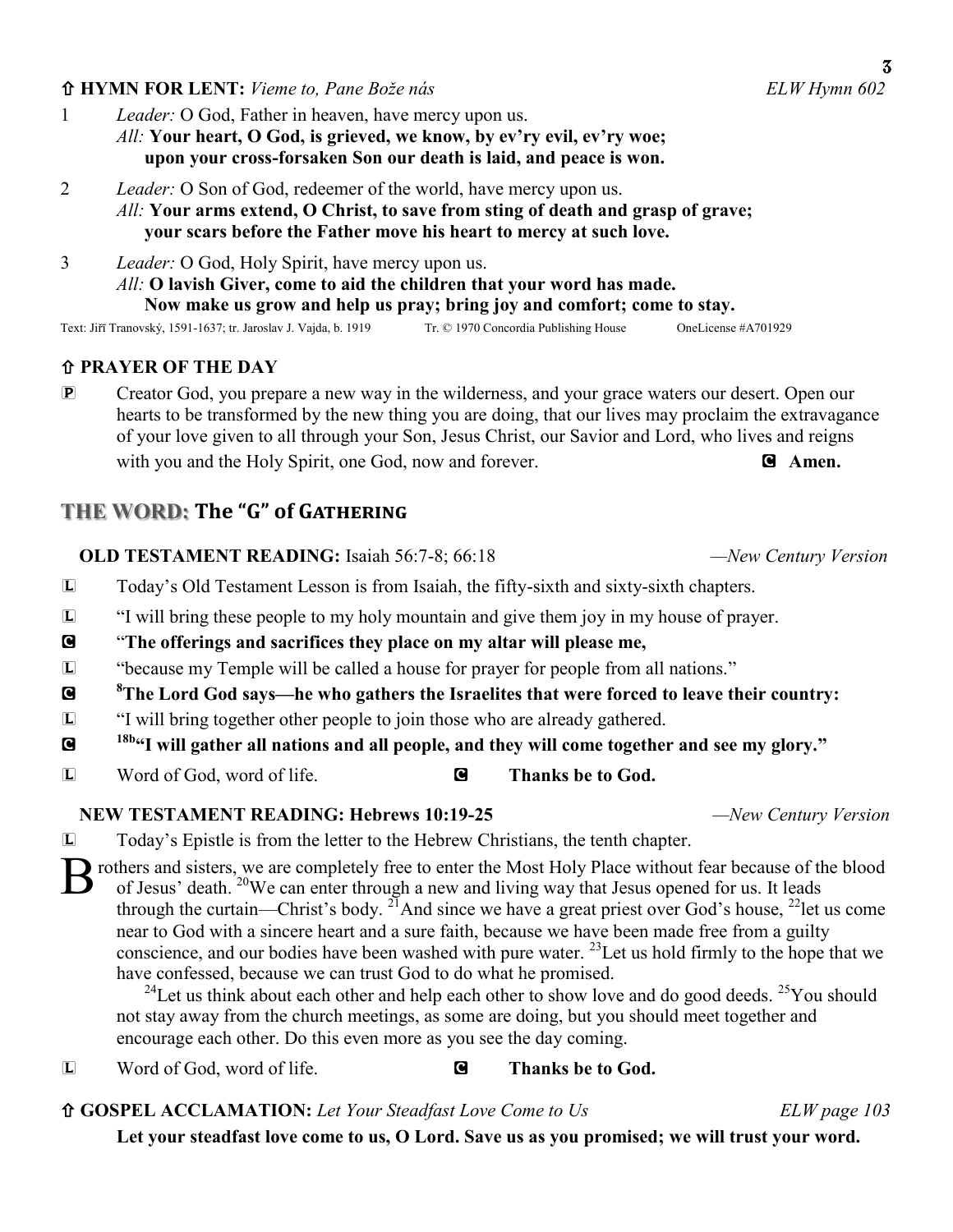## ⇧ HYMN FOR LENT: *Vieme to, Pane Bože nás* — *ELW Hymn 602*

1 *Leader:* O God, Father in heaven, have mercy upon us.
*All:* **Your heart, O God, is grieved, we know, by ev'ry evil, ev'ry woe;
upon your cross-forsaken Son our death is laid, and peace is won.**

2 *Leader:* O Son of God, redeemer of the world, have mercy upon us.
*All:* **Your arms extend, O Christ, to save from sting of death and grasp of grave;
your scars before the Father move his heart to mercy at such love.**

3 *Leader:* O God, Holy Spirit, have mercy upon us.
*All:* **O lavish Giver, come to aid the children that your word has made.
Now make us grow and help us pray; bring joy and comfort; come to stay.**

Text: Jiří Tranovský, 1591-1637; tr. Jaroslav J. Vajda, b. 1919 — Tr. © 1970 Concordia Publishing House — OneLicense #A701929

## ⇧ PRAYER OF THE DAY

P Creator God, you prepare a new way in the wilderness, and your grace waters our desert. Open our hearts to be transformed by the new thing you are doing, that our lives may proclaim the extravagance of your love given to all through your Son, Jesus Christ, our Savior and Lord, who lives and reigns with you and the Holy Spirit, one God, now and forever. **C Amen.**

# THE WORD: The "G" of GATHERING

**OLD TESTAMENT READING:** Isaiah 56:7-8; 66:18 — *New Century Version*

L Today's Old Testament Lesson is from Isaiah, the fifty-sixth and sixty-sixth chapters.

L "I will bring these people to my holy mountain and give them joy in my house of prayer.

C **"The offerings and sacrifices they place on my altar will please me,**

L "because my Temple will be called a house for prayer for people from all nations."

C **[8]The Lord God says—he who gathers the Israelites that were forced to leave their country:**

L "I will bring together other people to join those who are already gathered.

C **[18b]"I will gather all nations and all people, and they will come together and see my glory."**

L Word of God, word of life. **C Thanks be to God.**

**NEW TESTAMENT READING: Hebrews 10:19-25** — *New Century Version*

L Today's Epistle is from the letter to the Hebrew Christians, the tenth chapter.

Brothers and sisters, we are completely free to enter the Most Holy Place without fear because of the blood of Jesus' death. [20]We can enter through a new and living way that Jesus opened for us. It leads through the curtain—Christ's body. [21]And since we have a great priest over God's house, [22]let us come near to God with a sincere heart and a sure faith, because we have been made free from a guilty conscience, and our bodies have been washed with pure water. [23]Let us hold firmly to the hope that we have confessed, because we can trust God to do what he promised.

[24]Let us think about each other and help each other to show love and do good deeds. [25]You should not stay away from the church meetings, as some are doing, but you should meet together and encourage each other. Do this even more as you see the day coming.

L Word of God, word of life. **C Thanks be to God.**

## ⇧ GOSPEL ACCLAMATION: *Let Your Steadfast Love Come to Us* — *ELW page 103*

**Let your steadfast love come to us, O Lord. Save us as you promised; we will trust your word.**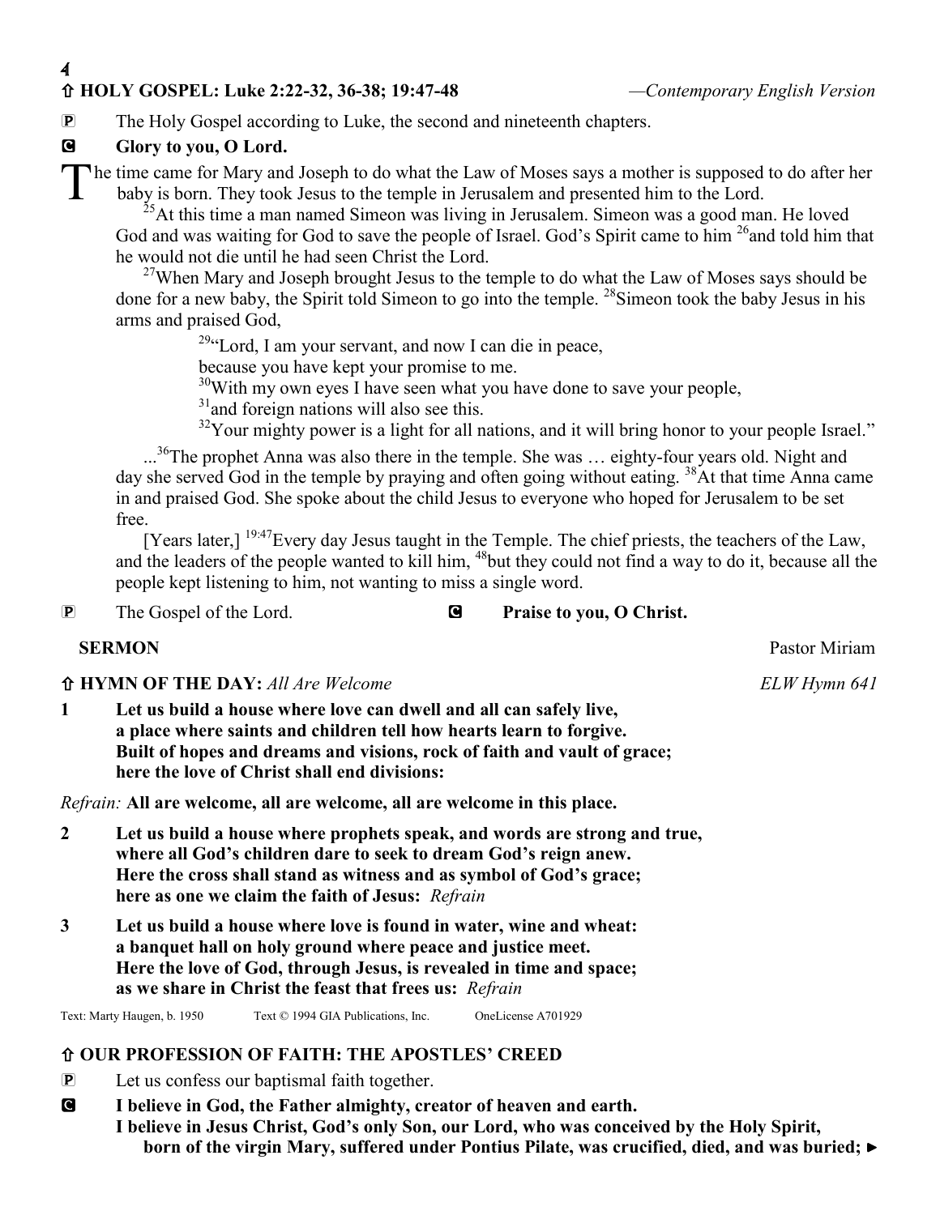## ⇧ HOLY GOSPEL: Luke 2:22-32, 36-38; 19:47-48 —*Contemporary English Version*

P The Holy Gospel according to Luke, the second and nineteenth chapters.

C **Glory to you, O Lord.**

The time came for Mary and Joseph to do what the Law of Moses says a mother is supposed to do after her baby is born. They took Jesus to the temple in Jerusalem and presented him to the Lord.

[25]At this time a man named Simeon was living in Jerusalem. Simeon was a good man. He loved God and was waiting for God to save the people of Israel. God's Spirit came to him [26]and told him that he would not die until he had seen Christ the Lord.

[27]When Mary and Joseph brought Jesus to the temple to do what the Law of Moses says should be done for a new baby, the Spirit told Simeon to go into the temple. [28]Simeon took the baby Jesus in his arms and praised God,

> [29]"Lord, I am your servant, and now I can die in peace,
> because you have kept your promise to me.
> [30]With my own eyes I have seen what you have done to save your people,
> [31]and foreign nations will also see this.
> [32]Your mighty power is a light for all nations, and it will bring honor to your people Israel."

...[36]The prophet Anna was also there in the temple. She was … eighty-four years old. Night and day she served God in the temple by praying and often going without eating. [38]At that time Anna came in and praised God. She spoke about the child Jesus to everyone who hoped for Jerusalem to be set free.

[Years later,] [19:47]Every day Jesus taught in the Temple. The chief priests, the teachers of the Law, and the leaders of the people wanted to kill him, [48]but they could not find a way to do it, because all the people kept listening to him, not wanting to miss a single word.

P The Gospel of the Lord. C **Praise to you, O Christ.**

**SERMON** Pastor Miriam

## ⇧ HYMN OF THE DAY: *All Are Welcome* *ELW Hymn 641*

**1 Let us build a house where love can dwell and all can safely live,**
**a place where saints and children tell how hearts learn to forgive.**
**Built of hopes and dreams and visions, rock of faith and vault of grace;**
**here the love of Christ shall end divisions:**

*Refrain:* **All are welcome, all are welcome, all are welcome in this place.**

**2 Let us build a house where prophets speak, and words are strong and true,**
**where all God's children dare to seek to dream God's reign anew.**
**Here the cross shall stand as witness and as symbol of God's grace;**
**here as one we claim the faith of Jesus:** *Refrain*

**3 Let us build a house where love is found in water, wine and wheat:**
**a banquet hall on holy ground where peace and justice meet.**
**Here the love of God, through Jesus, is revealed in time and space;**
**as we share in Christ the feast that frees us:** *Refrain*

Text: Marty Haugen, b. 1950 Text © 1994 GIA Publications, Inc. OneLicense A701929

## ⇧ OUR PROFESSION OF FAITH: THE APOSTLES' CREED

P Let us confess our baptismal faith together.

C **I believe in God, the Father almighty, creator of heaven and earth.**
**I believe in Jesus Christ, God's only Son, our Lord, who was conceived by the Holy Spirit, born of the virgin Mary, suffered under Pontius Pilate, was crucified, died, and was buried;** ►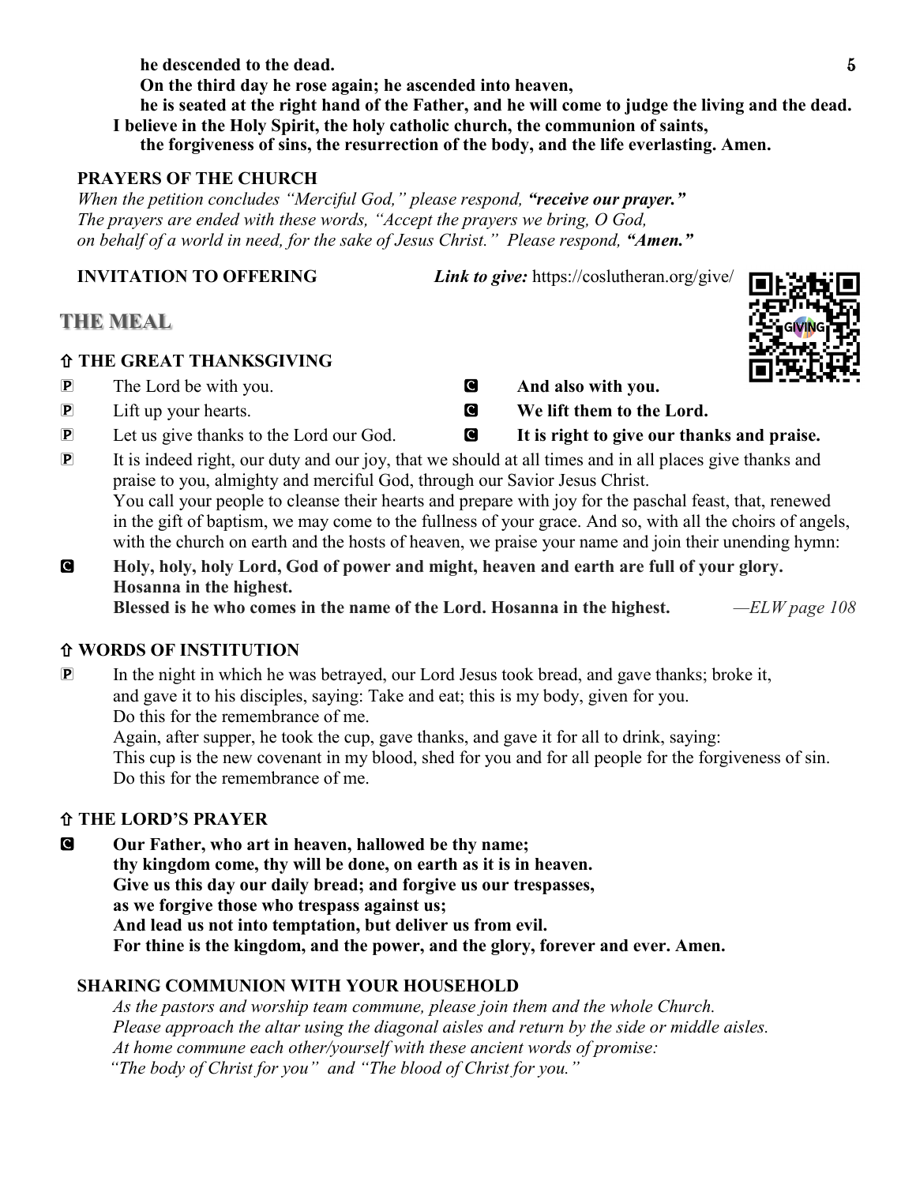**he descended to the dead.**
**On the third day he rose again; he ascended into heaven,**
**he is seated at the right hand of the Father, and he will come to judge the living and the dead.**
**I believe in the Holy Spirit, the holy catholic church, the communion of saints,**
**the forgiveness of sins, the resurrection of the body, and the life everlasting. Amen.**

### PRAYERS OF THE CHURCH

*When the petition concludes "Merciful God," please respond,* ***"receive our prayer."***
*The prayers are ended with these words, "Accept the prayers we bring, O God,*
*on behalf of a world in need, for the sake of Jesus Christ." Please respond,* ***"Amen."***

### INVITATION TO OFFERING

***Link to give:*** https://coslutheran.org/give/

## THE MEAL

### ⇧ THE GREAT THANKSGIVING

P The Lord be with you.
C **And also with you.**
P Lift up your hearts.
C **We lift them to the Lord.**
P Let us give thanks to the Lord our God.
C **It is right to give our thanks and praise.**

P It is indeed right, our duty and our joy, that we should at all times and in all places give thanks and praise to you, almighty and merciful God, through our Savior Jesus Christ.
You call your people to cleanse their hearts and prepare with joy for the paschal feast, that, renewed in the gift of baptism, we may come to the fullness of your grace. And so, with all the choirs of angels, with the church on earth and the hosts of heaven, we praise your name and join their unending hymn:

C **Holy, holy, holy Lord, God of power and might, heaven and earth are full of your glory.**
**Hosanna in the highest.**
**Blessed is he who comes in the name of the Lord. Hosanna in the highest.** *—ELW page 108*

### ⇧ WORDS OF INSTITUTION

P In the night in which he was betrayed, our Lord Jesus took bread, and gave thanks; broke it, and gave it to his disciples, saying: Take and eat; this is my body, given for you.
Do this for the remembrance of me.
Again, after supper, he took the cup, gave thanks, and gave it for all to drink, saying:
This cup is the new covenant in my blood, shed for you and for all people for the forgiveness of sin.
Do this for the remembrance of me.

### ⇧ THE LORD'S PRAYER

C **Our Father, who art in heaven, hallowed be thy name;**
**thy kingdom come, thy will be done, on earth as it is in heaven.**
**Give us this day our daily bread; and forgive us our trespasses,**
**as we forgive those who trespass against us;**
**And lead us not into temptation, but deliver us from evil.**
**For thine is the kingdom, and the power, and the glory, forever and ever. Amen.**

### SHARING COMMUNION WITH YOUR HOUSEHOLD

*As the pastors and worship team commune, please join them and the whole Church.*
*Please approach the altar using the diagonal aisles and return by the side or middle aisles.*
*At home commune each other/yourself with these ancient words of promise:*
*"The body of Christ for you" and "The blood of Christ for you."*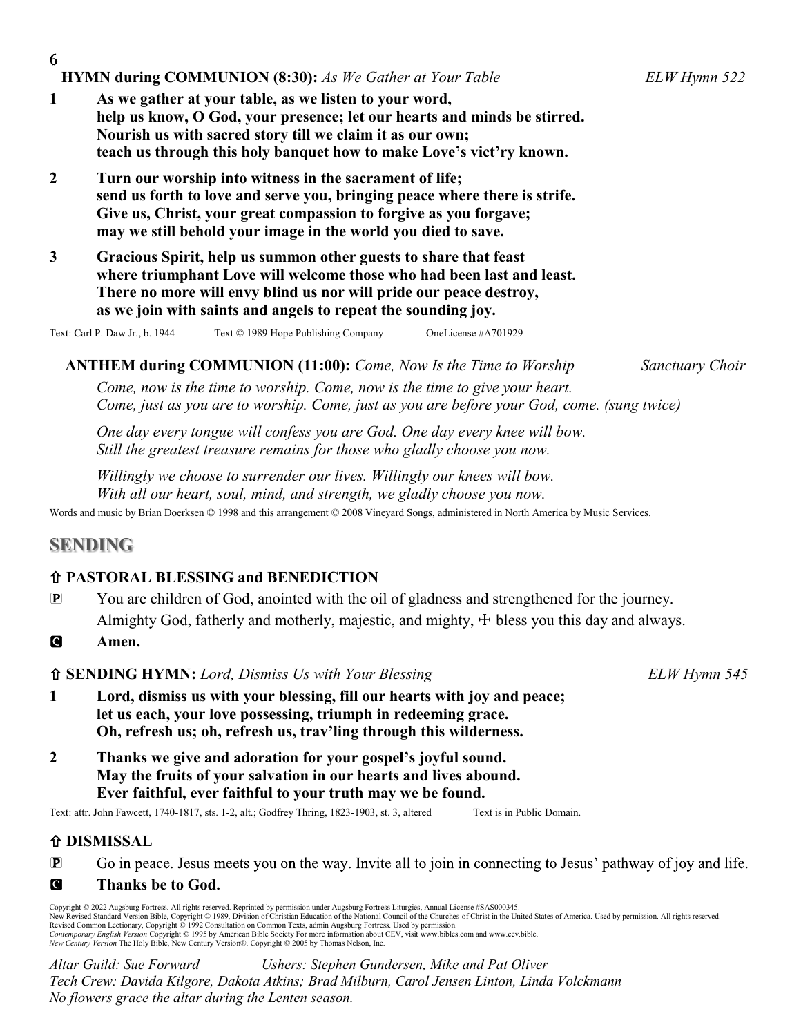**HYMN during COMMUNION (8:30):** *As We Gather at Your Table* *ELW Hymn 522*

1 **As we gather at your table, as we listen to your word,
help us know, O God, your presence; let our hearts and minds be stirred.
Nourish us with sacred story till we claim it as our own;
teach us through this holy banquet how to make Love's vict'ry known.**

2 **Turn our worship into witness in the sacrament of life;
send us forth to love and serve you, bringing peace where there is strife.
Give us, Christ, your great compassion to forgive as you forgave;
may we still behold your image in the world you died to save.**

3 **Gracious Spirit, help us summon other guests to share that feast
where triumphant Love will welcome those who had been last and least.
There no more will envy blind us nor will pride our peace destroy,
as we join with saints and angels to repeat the sounding joy.**

Text: Carl P. Daw Jr., b. 1944 Text © 1989 Hope Publishing Company OneLicense #A701929

**ANTHEM during COMMUNION (11:00):** *Come, Now Is the Time to Worship* *Sanctuary Choir*

*Come, now is the time to worship. Come, now is the time to give your heart.
Come, just as you are to worship. Come, just as you are before your God, come. (sung twice)*

*One day every tongue will confess you are God. One day every knee will bow.
Still the greatest treasure remains for those who gladly choose you now.*

*Willingly we choose to surrender our lives. Willingly our knees will bow.
With all our heart, soul, mind, and strength, we gladly choose you now.*

Words and music by Brian Doerksen © 1998 and this arrangement © 2008 Vineyard Songs, administered in North America by Music Services.

## SENDING

### ⇧ PASTORAL BLESSING and BENEDICTION

P You are children of God, anointed with the oil of gladness and strengthened for the journey.
Almighty God, fatherly and motherly, majestic, and mighty, ☩ bless you this day and always.

C **Amen.**

### ⇧ SENDING HYMN: *Lord, Dismiss Us with Your Blessing* *ELW Hymn 545*

1 **Lord, dismiss us with your blessing, fill our hearts with joy and peace;
let us each, your love possessing, triumph in redeeming grace.
Oh, refresh us; oh, refresh us, trav'ling through this wilderness.**

2 **Thanks we give and adoration for your gospel's joyful sound.
May the fruits of your salvation in our hearts and lives abound.
Ever faithful, ever faithful to your truth may we be found.**

Text: attr. John Fawcett, 1740-1817, sts. 1-2, alt.; Godfrey Thring, 1823-1903, st. 3, altered Text is in Public Domain.

### ⇧ DISMISSAL

P Go in peace. Jesus meets you on the way. Invite all to join in connecting to Jesus' pathway of joy and life.

C **Thanks be to God.**

Copyright © 2022 Augsburg Fortress. All rights reserved. Reprinted by permission under Augsburg Fortress Liturgies, Annual License #SAS000345.
New Revised Standard Version Bible, Copyright © 1989, Division of Christian Education of the National Council of the Churches of Christ in the United States of America. Used by permission. All rights reserved.
Revised Common Lectionary, Copyright © 1992 Consultation on Common Texts, admin Augsburg Fortress. Used by permission.
*Contemporary English Version* Copyright © 1995 by American Bible Society For more information about CEV, visit www.bibles.com and www.cev.bible.
*New Century Version* The Holy Bible, New Century Version®. Copyright © 2005 by Thomas Nelson, Inc.

*Altar Guild: Sue Forward Ushers: Stephen Gundersen, Mike and Pat Oliver
Tech Crew: Davida Kilgore, Dakota Atkins; Brad Milburn, Carol Jensen Linton, Linda Volckmann
No flowers grace the altar during the Lenten season.*